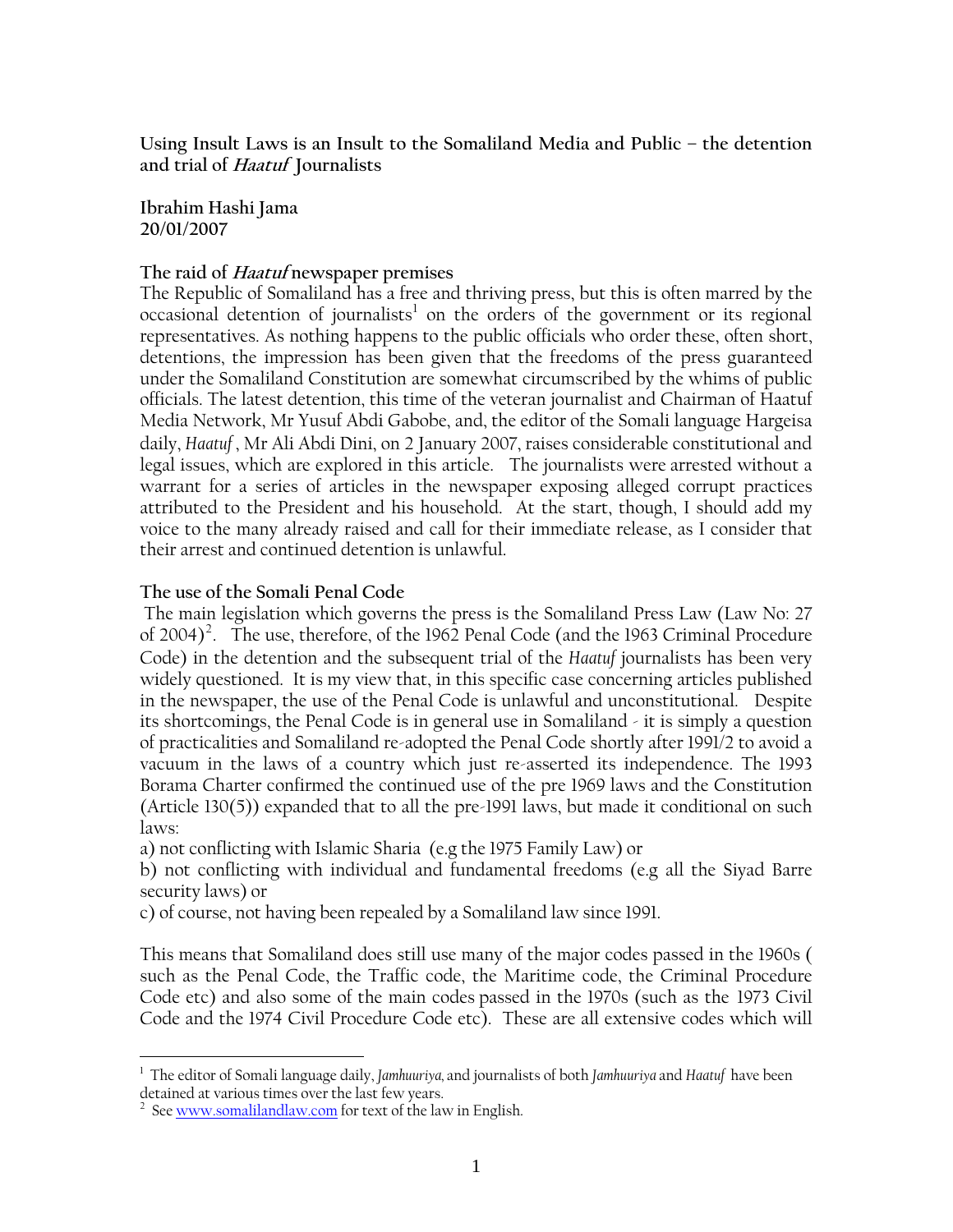# Using Insult Laws is an Insult to the Somaliland Media and Public – the detention and trial of *Haatuf* Journalists

**Ibrahim Hashi Jama**
**20/01/2007**

## The raid of *Haatuf* newspaper premises

The Republic of Somaliland has a free and thriving press, but this is often marred by the occasional detention of journalists[1] on the orders of the government or its regional representatives. As nothing happens to the public officials who order these, often short, detentions, the impression has been given that the freedoms of the press guaranteed under the Somaliland Constitution are somewhat circumscribed by the whims of public officials. The latest detention, this time of the veteran journalist and Chairman of Haatuf Media Network, Mr Yusuf Abdi Gabobe, and, the editor of the Somali language Hargeisa daily, *Haatuf* , Mr Ali Abdi Dini, on 2 January 2007, raises considerable constitutional and legal issues, which are explored in this article. The journalists were arrested without a warrant for a series of articles in the newspaper exposing alleged corrupt practices attributed to the President and his household. At the start, though, I should add my voice to the many already raised and call for their immediate release, as I consider that their arrest and continued detention is unlawful.

## The use of the Somali Penal Code

The main legislation which governs the press is the Somaliland Press Law (Law No: 27 of 2004)[2]. The use, therefore, of the 1962 Penal Code (and the 1963 Criminal Procedure Code) in the detention and the subsequent trial of the *Haatuf* journalists has been very widely questioned. It is my view that, in this specific case concerning articles published in the newspaper, the use of the Penal Code is unlawful and unconstitutional. Despite its shortcomings, the Penal Code is in general use in Somaliland - it is simply a question of practicalities and Somaliland re-adopted the Penal Code shortly after 1991/2 to avoid a vacuum in the laws of a country which just re-asserted its independence. The 1993 Borama Charter confirmed the continued use of the pre 1969 laws and the Constitution (Article 130(5)) expanded that to all the pre-1991 laws, but made it conditional on such laws:

a) not conflicting with Islamic Sharia (e.g the 1975 Family Law) or

b) not conflicting with individual and fundamental freedoms (e.g all the Siyad Barre security laws) or

c) of course, not having been repealed by a Somaliland law since 1991.

This means that Somaliland does still use many of the major codes passed in the 1960s ( such as the Penal Code, the Traffic code, the Maritime code, the Criminal Procedure Code etc) and also some of the main codes passed in the 1970s (such as the 1973 Civil Code and the 1974 Civil Procedure Code etc). These are all extensive codes which will

---

[1] The editor of Somali language daily, *Jamhuuriya*, and journalists of both *Jamhuuriya* and *Haatuf* have been detained at various times over the last few years.

[2] See www.somalilandlaw.com for text of the law in English.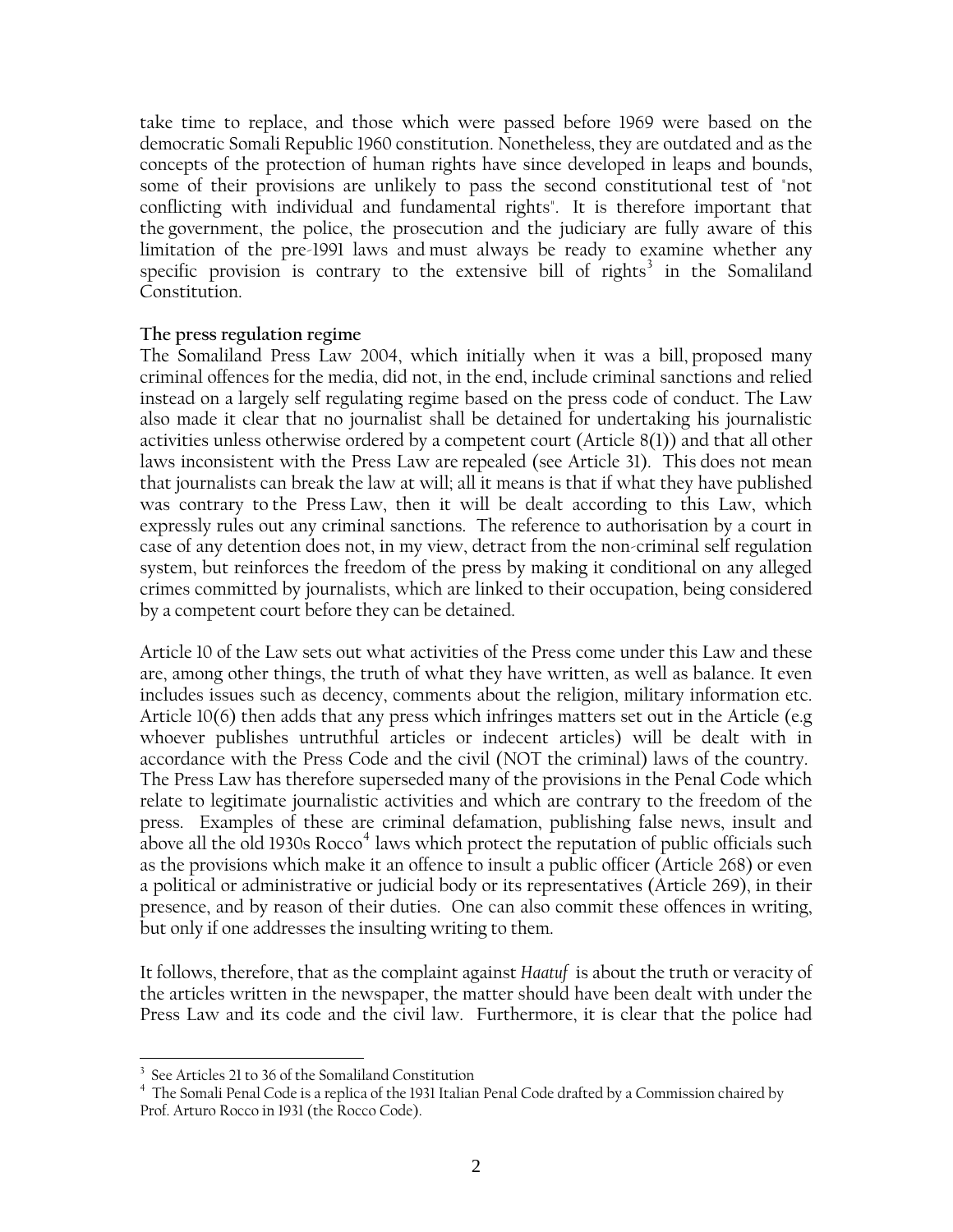take time to replace, and those which were passed before 1969 were based on the democratic Somali Republic 1960 constitution. Nonetheless, they are outdated and as the concepts of the protection of human rights have since developed in leaps and bounds, some of their provisions are unlikely to pass the second constitutional test of "not conflicting with individual and fundamental rights". It is therefore important that the government, the police, the prosecution and the judiciary are fully aware of this limitation of the pre-1991 laws and must always be ready to examine whether any specific provision is contrary to the extensive bill of rights[3] in the Somaliland Constitution.

**The press regulation regime**

The Somaliland Press Law 2004, which initially when it was a bill, proposed many criminal offences for the media, did not, in the end, include criminal sanctions and relied instead on a largely self regulating regime based on the press code of conduct. The Law also made it clear that no journalist shall be detained for undertaking his journalistic activities unless otherwise ordered by a competent court (Article 8(1)) and that all other laws inconsistent with the Press Law are repealed (see Article 31). This does not mean that journalists can break the law at will; all it means is that if what they have published was contrary to the Press Law, then it will be dealt according to this Law, which expressly rules out any criminal sanctions. The reference to authorisation by a court in case of any detention does not, in my view, detract from the non-criminal self regulation system, but reinforces the freedom of the press by making it conditional on any alleged crimes committed by journalists, which are linked to their occupation, being considered by a competent court before they can be detained.

Article 10 of the Law sets out what activities of the Press come under this Law and these are, among other things, the truth of what they have written, as well as balance. It even includes issues such as decency, comments about the religion, military information etc. Article 10(6) then adds that any press which infringes matters set out in the Article (e.g whoever publishes untruthful articles or indecent articles) will be dealt with in accordance with the Press Code and the civil (NOT the criminal) laws of the country. The Press Law has therefore superseded many of the provisions in the Penal Code which relate to legitimate journalistic activities and which are contrary to the freedom of the press. Examples of these are criminal defamation, publishing false news, insult and above all the old 1930s Rocco[4] laws which protect the reputation of public officials such as the provisions which make it an offence to insult a public officer (Article 268) or even a political or administrative or judicial body or its representatives (Article 269), in their presence, and by reason of their duties. One can also commit these offences in writing, but only if one addresses the insulting writing to them.

It follows, therefore, that as the complaint against *Haatuf* is about the truth or veracity of the articles written in the newspaper, the matter should have been dealt with under the Press Law and its code and the civil law. Furthermore, it is clear that the police had

---

[3] See Articles 21 to 36 of the Somaliland Constitution

[4] The Somali Penal Code is a replica of the 1931 Italian Penal Code drafted by a Commission chaired by Prof. Arturo Rocco in 1931 (the Rocco Code).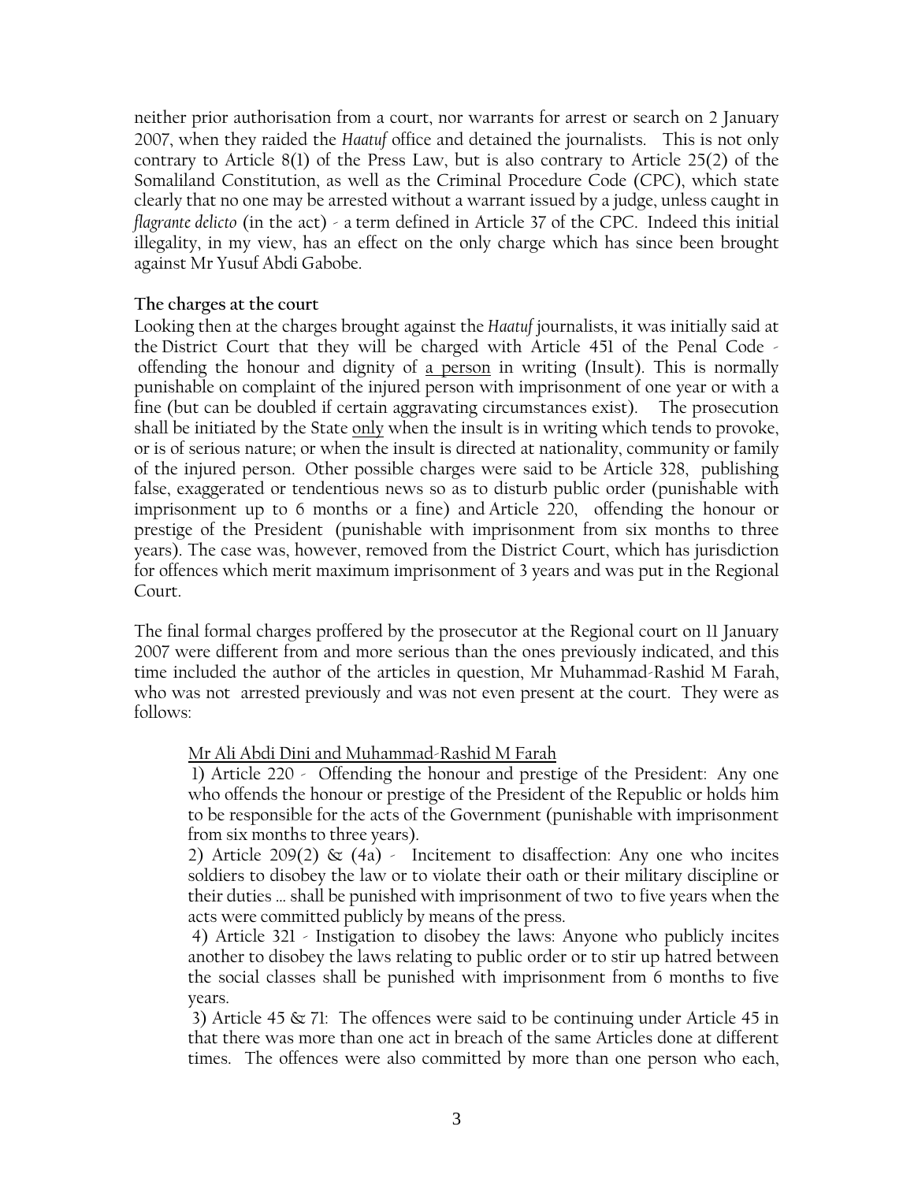neither prior authorisation from a court, nor warrants for arrest or search on 2 January 2007, when they raided the *Haatuf* office and detained the journalists. This is not only contrary to Article 8(1) of the Press Law, but is also contrary to Article 25(2) of the Somaliland Constitution, as well as the Criminal Procedure Code (CPC), which state clearly that no one may be arrested without a warrant issued by a judge, unless caught in *flagrante delicto* (in the act) - a term defined in Article 37 of the CPC. Indeed this initial illegality, in my view, has an effect on the only charge which has since been brought against Mr Yusuf Abdi Gabobe.

**The charges at the court**

Looking then at the charges brought against the *Haatuf* journalists, it was initially said at the District Court that they will be charged with Article 451 of the Penal Code - offending the honour and dignity of <u>a person</u> in writing (Insult). This is normally punishable on complaint of the injured person with imprisonment of one year or with a fine (but can be doubled if certain aggravating circumstances exist). The prosecution shall be initiated by the State <u>only</u> when the insult is in writing which tends to provoke, or is of serious nature; or when the insult is directed at nationality, community or family of the injured person. Other possible charges were said to be Article 328, publishing false, exaggerated or tendentious news so as to disturb public order (punishable with imprisonment up to 6 months or a fine) and Article 220, offending the honour or prestige of the President (punishable with imprisonment from six months to three years). The case was, however, removed from the District Court, which has jurisdiction for offences which merit maximum imprisonment of 3 years and was put in the Regional Court.

The final formal charges proffered by the prosecutor at the Regional court on 11 January 2007 were different from and more serious than the ones previously indicated, and this time included the author of the articles in question, Mr Muhammad-Rashid M Farah, who was not arrested previously and was not even present at the court. They were as follows:

> <u>Mr Ali Abdi Dini and Muhammad-Rashid M Farah</u>
>
> 1) Article 220 - Offending the honour and prestige of the President: Any one who offends the honour or prestige of the President of the Republic or holds him to be responsible for the acts of the Government (punishable with imprisonment from six months to three years).
>
> 2) Article 209(2) & (4a) - Incitement to disaffection: Any one who incites soldiers to disobey the law or to violate their oath or their military discipline or their duties … shall be punished with imprisonment of two to five years when the acts were committed publicly by means of the press.
>
> 4) Article 321 - Instigation to disobey the laws: Anyone who publicly incites another to disobey the laws relating to public order or to stir up hatred between the social classes shall be punished with imprisonment from 6 months to five years.
>
> 3) Article 45 & 71: The offences were said to be continuing under Article 45 in that there was more than one act in breach of the same Articles done at different times. The offences were also committed by more than one person who each,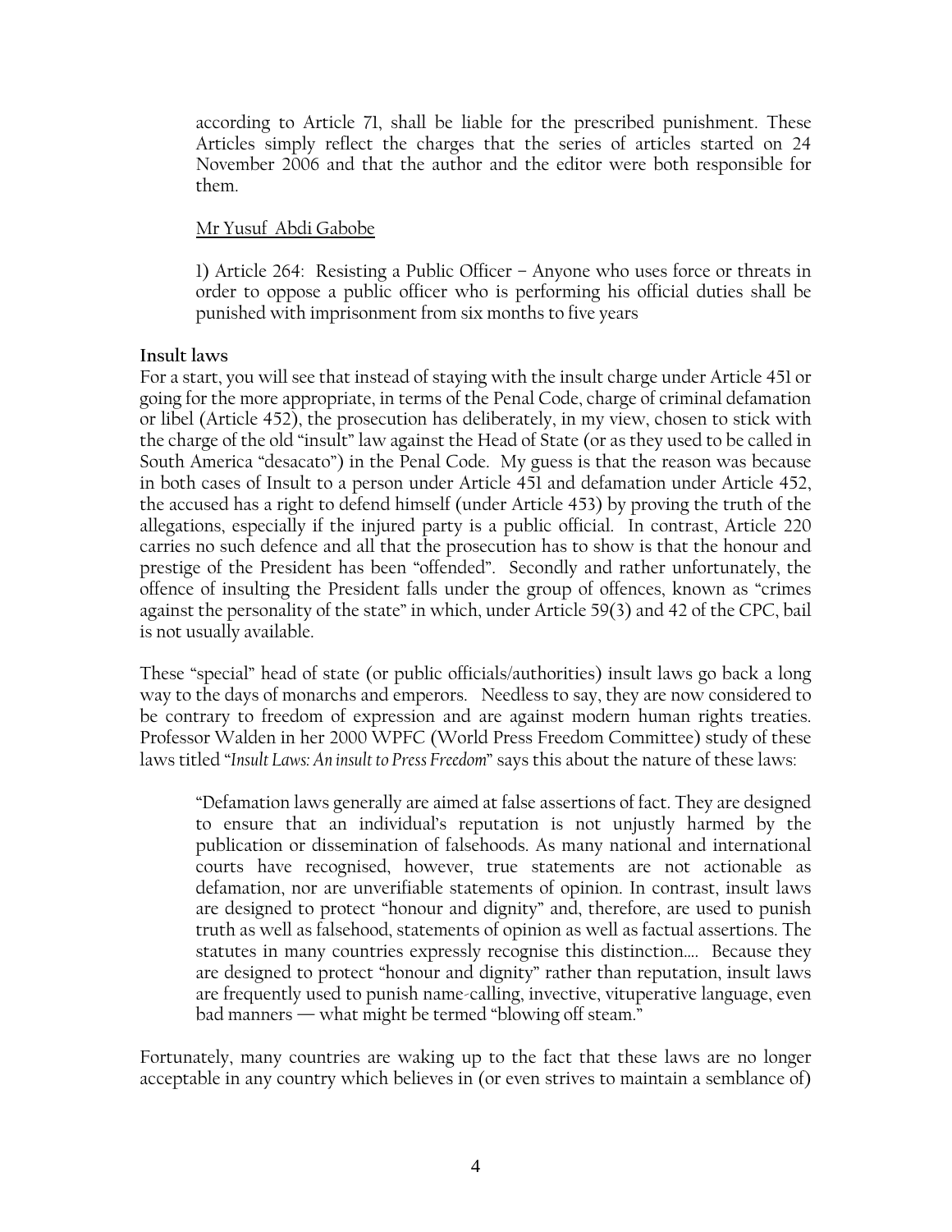according to Article 71, shall be liable for the prescribed punishment. These Articles simply reflect the charges that the series of articles started on 24 November 2006 and that the author and the editor were both responsible for them.

Mr Yusuf Abdi Gabobe

1) Article 264: Resisting a Public Officer – Anyone who uses force or threats in order to oppose a public officer who is performing his official duties shall be punished with imprisonment from six months to five years

**Insult laws**

For a start, you will see that instead of staying with the insult charge under Article 451 or going for the more appropriate, in terms of the Penal Code, charge of criminal defamation or libel (Article 452), the prosecution has deliberately, in my view, chosen to stick with the charge of the old "insult" law against the Head of State (or as they used to be called in South America "desacato") in the Penal Code. My guess is that the reason was because in both cases of Insult to a person under Article 451 and defamation under Article 452, the accused has a right to defend himself (under Article 453) by proving the truth of the allegations, especially if the injured party is a public official. In contrast, Article 220 carries no such defence and all that the prosecution has to show is that the honour and prestige of the President has been "offended". Secondly and rather unfortunately, the offence of insulting the President falls under the group of offences, known as "crimes against the personality of the state" in which, under Article 59(3) and 42 of the CPC, bail is not usually available.

These "special" head of state (or public officials/authorities) insult laws go back a long way to the days of monarchs and emperors. Needless to say, they are now considered to be contrary to freedom of expression and are against modern human rights treaties. Professor Walden in her 2000 WPFC (World Press Freedom Committee) study of these laws titled "*Insult Laws: An insult to Press Freedom*" says this about the nature of these laws:

> "Defamation laws generally are aimed at false assertions of fact. They are designed to ensure that an individual's reputation is not unjustly harmed by the publication or dissemination of falsehoods. As many national and international courts have recognised, however, true statements are not actionable as defamation, nor are unverifiable statements of opinion. In contrast, insult laws are designed to protect "honour and dignity" and, therefore, are used to punish truth as well as falsehood, statements of opinion as well as factual assertions. The statutes in many countries expressly recognise this distinction…. Because they are designed to protect "honour and dignity" rather than reputation, insult laws are frequently used to punish name-calling, invective, vituperative language, even bad manners — what might be termed "blowing off steam."

Fortunately, many countries are waking up to the fact that these laws are no longer acceptable in any country which believes in (or even strives to maintain a semblance of)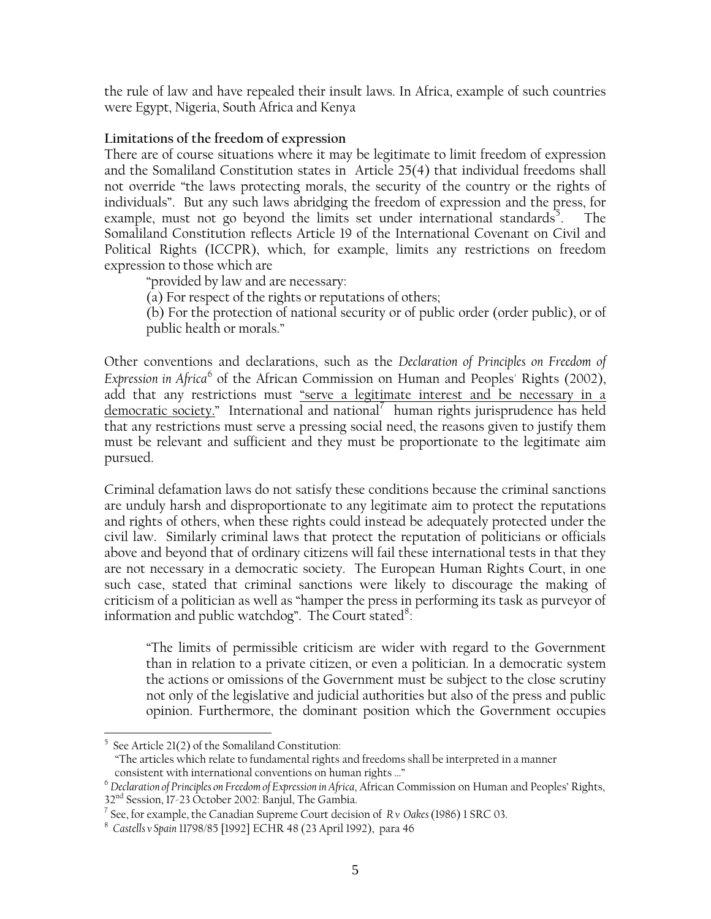the rule of law and have repealed their insult laws. In Africa, example of such countries were Egypt, Nigeria, South Africa and Kenya

**Limitations of the freedom of expression**

There are of course situations where it may be legitimate to limit freedom of expression and the Somaliland Constitution states in Article 25(4) that individual freedoms shall not override "the laws protecting morals, the security of the country or the rights of individuals". But any such laws abridging the freedom of expression and the press, for example, must not go beyond the limits set under international standards[5]. The Somaliland Constitution reflects Article 19 of the International Covenant on Civil and Political Rights (ICCPR), which, for example, limits any restrictions on freedom expression to those which are

> "provided by law and are necessary:
>
> (a) For respect of the rights or reputations of others;
>
> (b) For the protection of national security or of public order (order public), or of public health or morals."

Other conventions and declarations, such as the *Declaration of Principles on Freedom of Expression in Africa*[6] of the African Commission on Human and Peoples' Rights (2002), add that any restrictions must <u>"serve a legitimate interest and be necessary in a democratic society."</u> International and national[7] human rights jurisprudence has held that any restrictions must serve a pressing social need, the reasons given to justify them must be relevant and sufficient and they must be proportionate to the legitimate aim pursued.

Criminal defamation laws do not satisfy these conditions because the criminal sanctions are unduly harsh and disproportionate to any legitimate aim to protect the reputations and rights of others, when these rights could instead be adequately protected under the civil law. Similarly criminal laws that protect the reputation of politicians or officials above and beyond that of ordinary citizens will fail these international tests in that they are not necessary in a democratic society. The European Human Rights Court, in one such case, stated that criminal sanctions were likely to discourage the making of criticism of a politician as well as "hamper the press in performing its task as purveyor of information and public watchdog". The Court stated[8]:

> "The limits of permissible criticism are wider with regard to the Government than in relation to a private citizen, or even a politician. In a democratic system the actions or omissions of the Government must be subject to the close scrutiny not only of the legislative and judicial authorities but also of the press and public opinion. Furthermore, the dominant position which the Government occupies

---

[5] See Article 21(2) of the Somaliland Constitution:
"The articles which relate to fundamental rights and freedoms shall be interpreted in a manner consistent with international conventions on human rights …"

[6] *Declaration of Principles on Freedom of Expression in Africa*, African Commission on Human and Peoples' Rights, 32nd Session, 17-23 October 2002: Banjul, The Gambia.

[7] See, for example, the Canadian Supreme Court decision of *R v Oakes* (1986) 1 SRC 03.

[8] *Castells v Spain* 11798/85 [1992] ECHR 48 (23 April 1992), para 46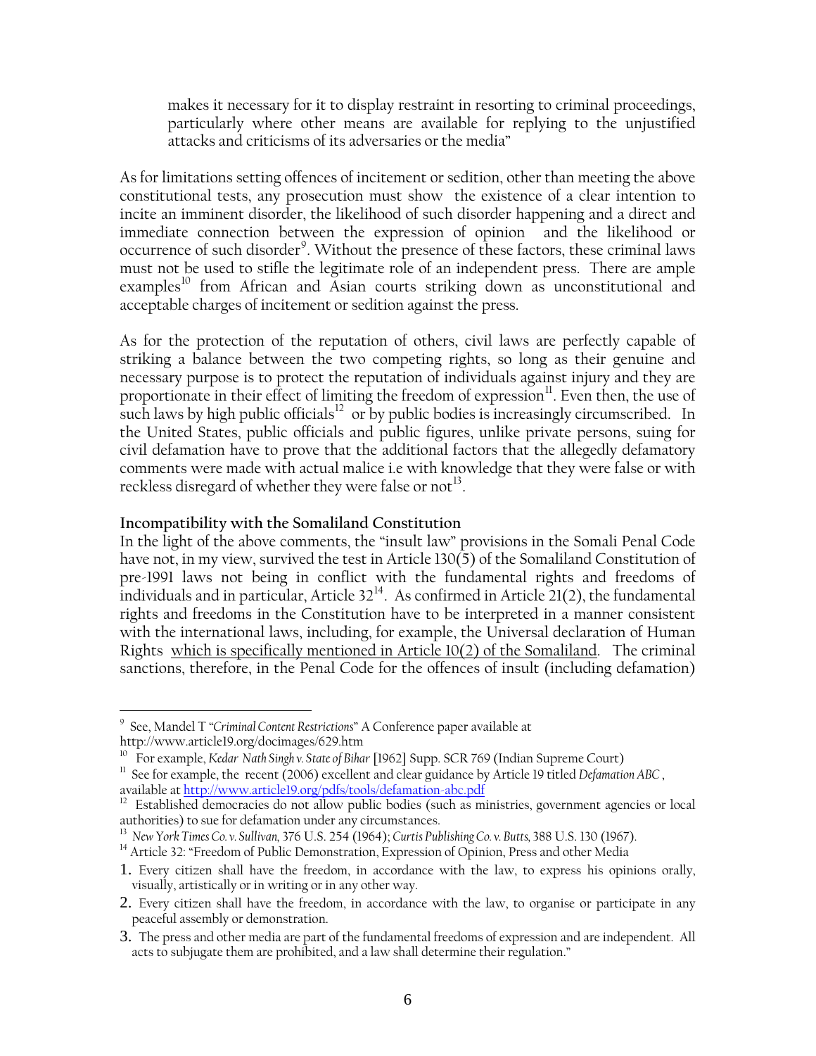makes it necessary for it to display restraint in resorting to criminal proceedings, particularly where other means are available for replying to the unjustified attacks and criticisms of its adversaries or the media"

As for limitations setting offences of incitement or sedition, other than meeting the above constitutional tests, any prosecution must show the existence of a clear intention to incite an imminent disorder, the likelihood of such disorder happening and a direct and immediate connection between the expression of opinion and the likelihood or occurrence of such disorder[9]. Without the presence of these factors, these criminal laws must not be used to stifle the legitimate role of an independent press. There are ample examples[10] from African and Asian courts striking down as unconstitutional and acceptable charges of incitement or sedition against the press.

As for the protection of the reputation of others, civil laws are perfectly capable of striking a balance between the two competing rights, so long as their genuine and necessary purpose is to protect the reputation of individuals against injury and they are proportionate in their effect of limiting the freedom of expression[11]. Even then, the use of such laws by high public officials[12] or by public bodies is increasingly circumscribed. In the United States, public officials and public figures, unlike private persons, suing for civil defamation have to prove that the additional factors that the allegedly defamatory comments were made with actual malice i.e with knowledge that they were false or with reckless disregard of whether they were false or not[13].

**Incompatibility with the Somaliland Constitution**

In the light of the above comments, the "insult law" provisions in the Somali Penal Code have not, in my view, survived the test in Article 130(5) of the Somaliland Constitution of pre-1991 laws not being in conflict with the fundamental rights and freedoms of individuals and in particular, Article 32[14]. As confirmed in Article 21(2), the fundamental rights and freedoms in the Constitution have to be interpreted in a manner consistent with the international laws, including, for example, the Universal declaration of Human Rights <u>which is specifically mentioned in Article 10(2) of the Somaliland</u>. The criminal sanctions, therefore, in the Penal Code for the offences of insult (including defamation)

---

[9] See, Mandel T "*Criminal Content Restrictions*" A Conference paper available at http://www.article19.org/docimages/629.htm

[10] For example, *Kedar Nath Singh v. State of Bihar* [1962] Supp. SCR 769 (Indian Supreme Court)

[11] See for example, the recent (2006) excellent and clear guidance by Article 19 titled *Defamation ABC*, available at http://www.article19.org/pdfs/tools/defamation-abc.pdf

[12] Established democracies do not allow public bodies (such as ministries, government agencies or local authorities) to sue for defamation under any circumstances.

[13] *New York Times Co. v. Sullivan,* 376 U.S. 254 (1964); *Curtis Publishing Co. v. Butts,* 388 U.S. 130 (1967).

[14] Article 32: "Freedom of Public Demonstration, Expression of Opinion, Press and other Media

1. Every citizen shall have the freedom, in accordance with the law, to express his opinions orally, visually, artistically or in writing or in any other way.
2. Every citizen shall have the freedom, in accordance with the law, to organise or participate in any peaceful assembly or demonstration.
3. The press and other media are part of the fundamental freedoms of expression and are independent. All acts to subjugate them are prohibited, and a law shall determine their regulation."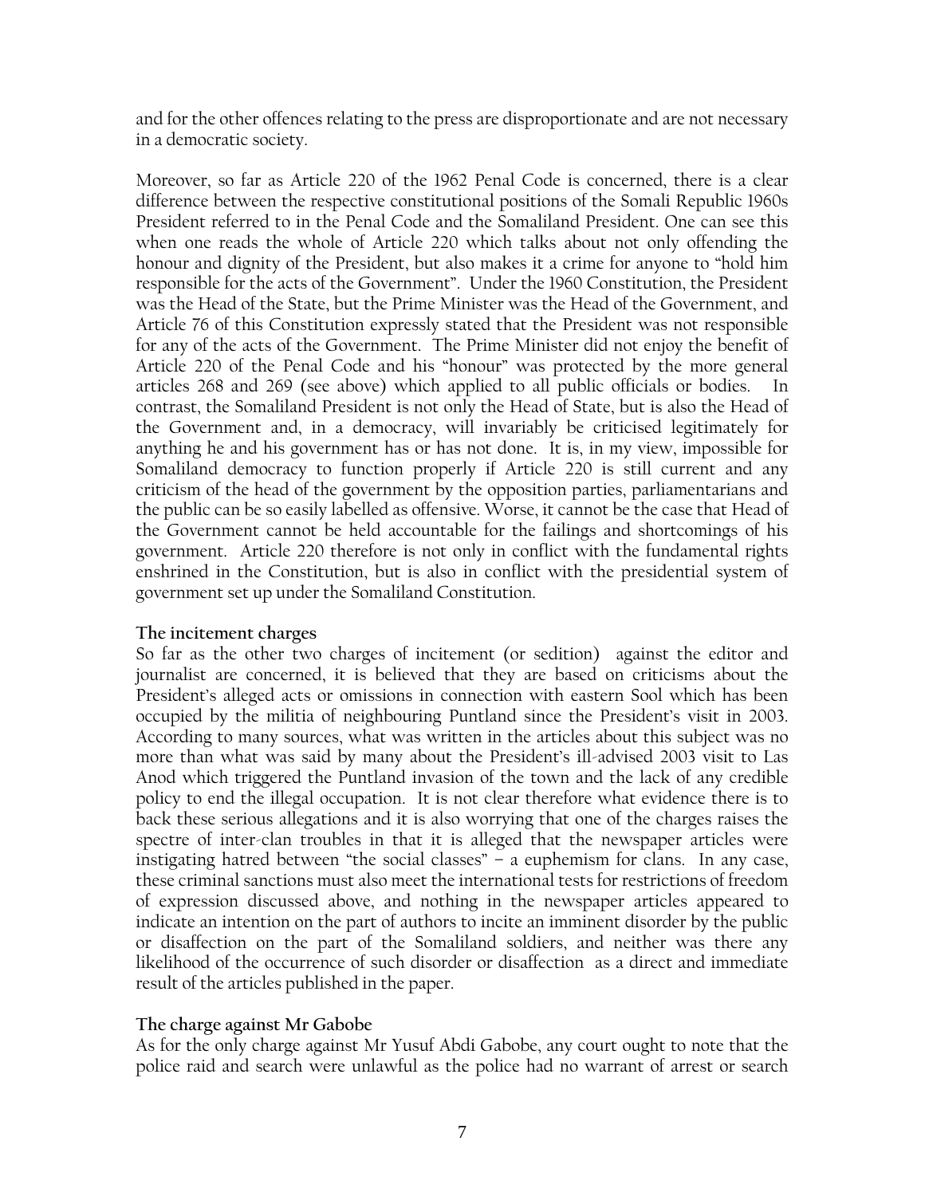and for the other offences relating to the press are disproportionate and are not necessary in a democratic society.

Moreover, so far as Article 220 of the 1962 Penal Code is concerned, there is a clear difference between the respective constitutional positions of the Somali Republic 1960s President referred to in the Penal Code and the Somaliland President. One can see this when one reads the whole of Article 220 which talks about not only offending the honour and dignity of the President, but also makes it a crime for anyone to "hold him responsible for the acts of the Government". Under the 1960 Constitution, the President was the Head of the State, but the Prime Minister was the Head of the Government, and Article 76 of this Constitution expressly stated that the President was not responsible for any of the acts of the Government. The Prime Minister did not enjoy the benefit of Article 220 of the Penal Code and his "honour" was protected by the more general articles 268 and 269 (see above) which applied to all public officials or bodies. In contrast, the Somaliland President is not only the Head of State, but is also the Head of the Government and, in a democracy, will invariably be criticised legitimately for anything he and his government has or has not done. It is, in my view, impossible for Somaliland democracy to function properly if Article 220 is still current and any criticism of the head of the government by the opposition parties, parliamentarians and the public can be so easily labelled as offensive. Worse, it cannot be the case that Head of the Government cannot be held accountable for the failings and shortcomings of his government. Article 220 therefore is not only in conflict with the fundamental rights enshrined in the Constitution, but is also in conflict with the presidential system of government set up under the Somaliland Constitution.

**The incitement charges**

So far as the other two charges of incitement (or sedition) against the editor and journalist are concerned, it is believed that they are based on criticisms about the President's alleged acts or omissions in connection with eastern Sool which has been occupied by the militia of neighbouring Puntland since the President's visit in 2003. According to many sources, what was written in the articles about this subject was no more than what was said by many about the President's ill-advised 2003 visit to Las Anod which triggered the Puntland invasion of the town and the lack of any credible policy to end the illegal occupation. It is not clear therefore what evidence there is to back these serious allegations and it is also worrying that one of the charges raises the spectre of inter-clan troubles in that it is alleged that the newspaper articles were instigating hatred between "the social classes" – a euphemism for clans. In any case, these criminal sanctions must also meet the international tests for restrictions of freedom of expression discussed above, and nothing in the newspaper articles appeared to indicate an intention on the part of authors to incite an imminent disorder by the public or disaffection on the part of the Somaliland soldiers, and neither was there any likelihood of the occurrence of such disorder or disaffection as a direct and immediate result of the articles published in the paper.

**The charge against Mr Gabobe**

As for the only charge against Mr Yusuf Abdi Gabobe, any court ought to note that the police raid and search were unlawful as the police had no warrant of arrest or search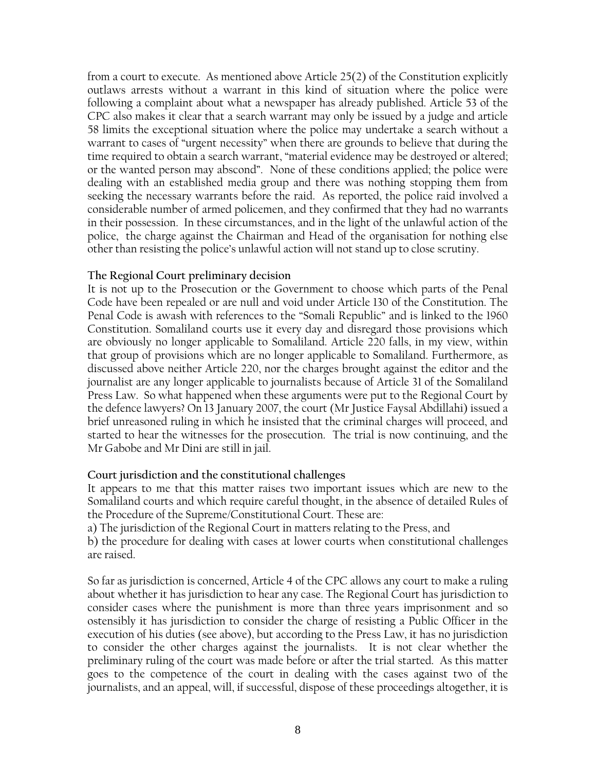from a court to execute. As mentioned above Article 25(2) of the Constitution explicitly outlaws arrests without a warrant in this kind of situation where the police were following a complaint about what a newspaper has already published. Article 53 of the CPC also makes it clear that a search warrant may only be issued by a judge and article 58 limits the exceptional situation where the police may undertake a search without a warrant to cases of "urgent necessity" when there are grounds to believe that during the time required to obtain a search warrant, "material evidence may be destroyed or altered; or the wanted person may abscond". None of these conditions applied; the police were dealing with an established media group and there was nothing stopping them from seeking the necessary warrants before the raid. As reported, the police raid involved a considerable number of armed policemen, and they confirmed that they had no warrants in their possession. In these circumstances, and in the light of the unlawful action of the police, the charge against the Chairman and Head of the organisation for nothing else other than resisting the police's unlawful action will not stand up to close scrutiny.

**The Regional Court preliminary decision**

It is not up to the Prosecution or the Government to choose which parts of the Penal Code have been repealed or are null and void under Article 130 of the Constitution. The Penal Code is awash with references to the "Somali Republic" and is linked to the 1960 Constitution. Somaliland courts use it every day and disregard those provisions which are obviously no longer applicable to Somaliland. Article 220 falls, in my view, within that group of provisions which are no longer applicable to Somaliland. Furthermore, as discussed above neither Article 220, nor the charges brought against the editor and the journalist are any longer applicable to journalists because of Article 31 of the Somaliland Press Law. So what happened when these arguments were put to the Regional Court by the defence lawyers? On 13 January 2007, the court (Mr Justice Faysal Abdillahi) issued a brief unreasoned ruling in which he insisted that the criminal charges will proceed, and started to hear the witnesses for the prosecution. The trial is now continuing, and the Mr Gabobe and Mr Dini are still in jail.

**Court jurisdiction and the constitutional challenges**

It appears to me that this matter raises two important issues which are new to the Somaliland courts and which require careful thought, in the absence of detailed Rules of the Procedure of the Supreme/Constitutional Court. These are:

a) The jurisdiction of the Regional Court in matters relating to the Press, and

b) the procedure for dealing with cases at lower courts when constitutional challenges are raised.

So far as jurisdiction is concerned, Article 4 of the CPC allows any court to make a ruling about whether it has jurisdiction to hear any case. The Regional Court has jurisdiction to consider cases where the punishment is more than three years imprisonment and so ostensibly it has jurisdiction to consider the charge of resisting a Public Officer in the execution of his duties (see above), but according to the Press Law, it has no jurisdiction to consider the other charges against the journalists. It is not clear whether the preliminary ruling of the court was made before or after the trial started. As this matter goes to the competence of the court in dealing with the cases against two of the journalists, and an appeal, will, if successful, dispose of these proceedings altogether, it is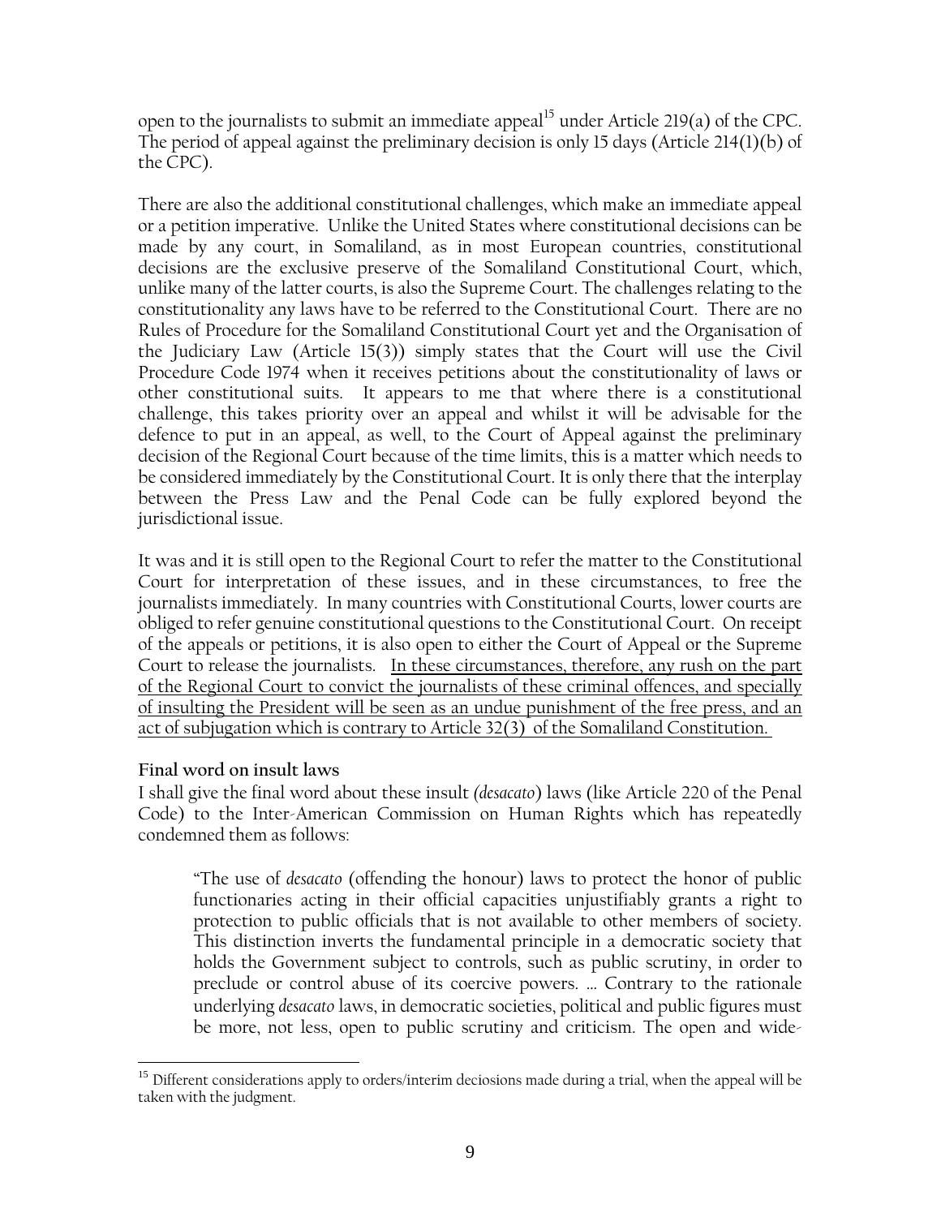open to the journalists to submit an immediate appeal[15] under Article 219(a) of the CPC. The period of appeal against the preliminary decision is only 15 days (Article 214(1)(b) of the CPC).

There are also the additional constitutional challenges, which make an immediate appeal or a petition imperative. Unlike the United States where constitutional decisions can be made by any court, in Somaliland, as in most European countries, constitutional decisions are the exclusive preserve of the Somaliland Constitutional Court, which, unlike many of the latter courts, is also the Supreme Court. The challenges relating to the constitutionality any laws have to be referred to the Constitutional Court. There are no Rules of Procedure for the Somaliland Constitutional Court yet and the Organisation of the Judiciary Law (Article 15(3)) simply states that the Court will use the Civil Procedure Code 1974 when it receives petitions about the constitutionality of laws or other constitutional suits. It appears to me that where there is a constitutional challenge, this takes priority over an appeal and whilst it will be advisable for the defence to put in an appeal, as well, to the Court of Appeal against the preliminary decision of the Regional Court because of the time limits, this is a matter which needs to be considered immediately by the Constitutional Court. It is only there that the interplay between the Press Law and the Penal Code can be fully explored beyond the jurisdictional issue.

It was and it is still open to the Regional Court to refer the matter to the Constitutional Court for interpretation of these issues, and in these circumstances, to free the journalists immediately. In many countries with Constitutional Courts, lower courts are obliged to refer genuine constitutional questions to the Constitutional Court. On receipt of the appeals or petitions, it is also open to either the Court of Appeal or the Supreme Court to release the journalists. <u>In these circumstances, therefore, any rush on the part of the Regional Court to convict the journalists of these criminal offences, and specially of insulting the President will be seen as an undue punishment of the free press, and an act of subjugation which is contrary to Article 32(3) of the Somaliland Constitution.</u>

**Final word on insult laws**

I shall give the final word about these insult (*desacato*) laws (like Article 220 of the Penal Code) to the Inter-American Commission on Human Rights which has repeatedly condemned them as follows:

> "The use of *desacato* (offending the honour) laws to protect the honor of public functionaries acting in their official capacities unjustifiably grants a right to protection to public officials that is not available to other members of society. This distinction inverts the fundamental principle in a democratic society that holds the Government subject to controls, such as public scrutiny, in order to preclude or control abuse of its coercive powers. … Contrary to the rationale underlying *desacato* laws, in democratic societies, political and public figures must be more, not less, open to public scrutiny and criticism. The open and wide-

[15] Different considerations apply to orders/interim deciosions made during a trial, when the appeal will be taken with the judgment.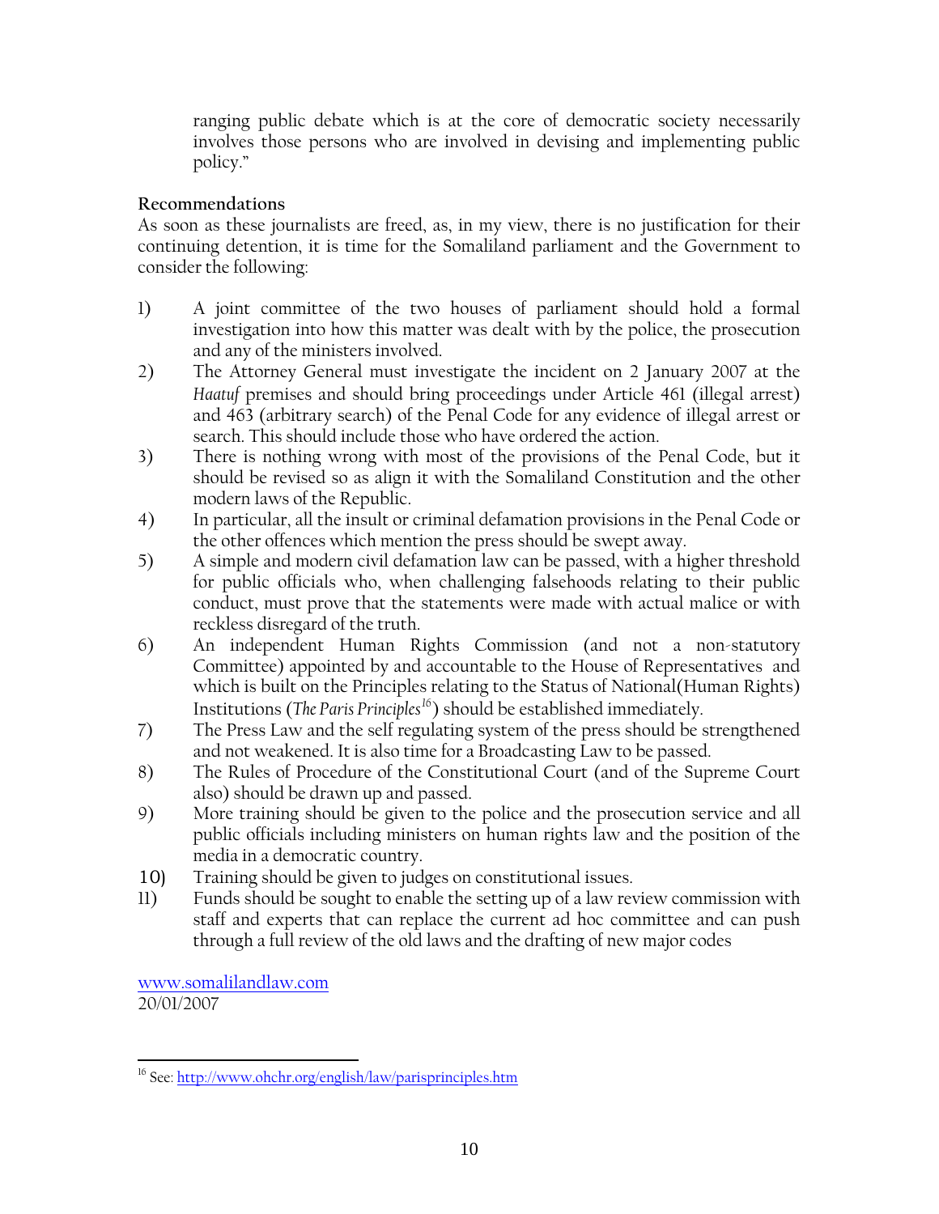ranging public debate which is at the core of democratic society necessarily involves those persons who are involved in devising and implementing public policy."

**Recommendations**

As soon as these journalists are freed, as, in my view, there is no justification for their continuing detention, it is time for the Somaliland parliament and the Government to consider the following:

1) A joint committee of the two houses of parliament should hold a formal investigation into how this matter was dealt with by the police, the prosecution and any of the ministers involved.
2) The Attorney General must investigate the incident on 2 January 2007 at the *Haatuf* premises and should bring proceedings under Article 461 (illegal arrest) and 463 (arbitrary search) of the Penal Code for any evidence of illegal arrest or search. This should include those who have ordered the action.
3) There is nothing wrong with most of the provisions of the Penal Code, but it should be revised so as align it with the Somaliland Constitution and the other modern laws of the Republic.
4) In particular, all the insult or criminal defamation provisions in the Penal Code or the other offences which mention the press should be swept away.
5) A simple and modern civil defamation law can be passed, with a higher threshold for public officials who, when challenging falsehoods relating to their public conduct, must prove that the statements were made with actual malice or with reckless disregard of the truth.
6) An independent Human Rights Commission (and not a non-statutory Committee) appointed by and accountable to the House of Representatives and which is built on the Principles relating to the Status of National(Human Rights) Institutions (*The Paris Principles*[16]) should be established immediately.
7) The Press Law and the self regulating system of the press should be strengthened and not weakened. It is also time for a Broadcasting Law to be passed.
8) The Rules of Procedure of the Constitutional Court (and of the Supreme Court also) should be drawn up and passed.
9) More training should be given to the police and the prosecution service and all public officials including ministers on human rights law and the position of the media in a democratic country.
10) Training should be given to judges on constitutional issues.
11) Funds should be sought to enable the setting up of a law review commission with staff and experts that can replace the current ad hoc committee and can push through a full review of the old laws and the drafting of new major codes

www.somalilandlaw.com
20/01/2007

---

[16] See: http://www.ohchr.org/english/law/parisprinciples.htm